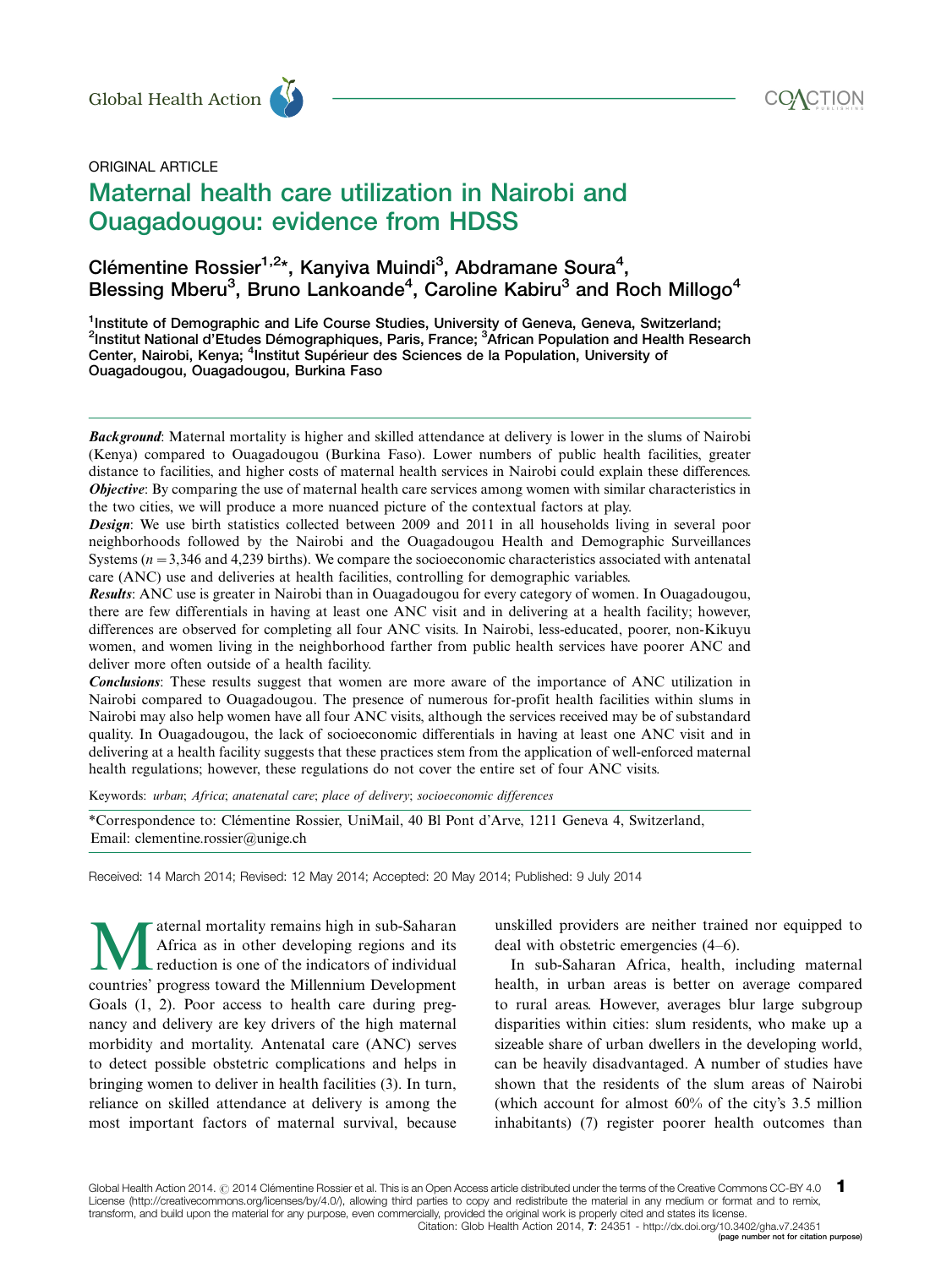ORIGINAL ARTICLE

# Maternal health care utilization in Nairobi and Ouagadougou: evidence from HDSS

Clémentine Rossier[1,2]*, Kanyiva Muindi[3], Abdramane Soura[4], Blessing Mberu[3], Bruno Lankoande[4], Caroline Kabiru[3] and Roch Millogo[4]

[1]Institute of Demographic and Life Course Studies, University of Geneva, Geneva, Switzerland; [2]Institut National d'Etudes Démographiques, Paris, France; [3]African Population and Health Research Center, Nairobi, Kenya; [4]Institut Supérieur des Sciences de la Population, University of Ouagadougou, Ouagadougou, Burkina Faso

***Background***: Maternal mortality is higher and skilled attendance at delivery is lower in the slums of Nairobi (Kenya) compared to Ouagadougou (Burkina Faso). Lower numbers of public health facilities, greater distance to facilities, and higher costs of maternal health services in Nairobi could explain these differences.
***Objective***: By comparing the use of maternal health care services among women with similar characteristics in the two cities, we will produce a more nuanced picture of the contextual factors at play.
***Design***: We use birth statistics collected between 2009 and 2011 in all households living in several poor neighborhoods followed by the Nairobi and the Ouagadougou Health and Demographic Surveillances Systems ($n = 3{,}346$ and 4,239 births). We compare the socioeconomic characteristics associated with antenatal care (ANC) use and deliveries at health facilities, controlling for demographic variables.
***Results***: ANC use is greater in Nairobi than in Ouagadougou for every category of women. In Ouagadougou, there are few differentials in having at least one ANC visit and in delivering at a health facility; however, differences are observed for completing all four ANC visits. In Nairobi, less-educated, poorer, non-Kikuyu women, and women living in the neighborhood farther from public health services have poorer ANC and deliver more often outside of a health facility.
***Conclusions***: These results suggest that women are more aware of the importance of ANC utilization in Nairobi compared to Ouagadougou. The presence of numerous for-profit health facilities within slums in Nairobi may also help women have all four ANC visits, although the services received may be of substandard quality. In Ouagadougou, the lack of socioeconomic differentials in having at least one ANC visit and in delivering at a health facility suggests that these practices stem from the application of well-enforced maternal health regulations; however, these regulations do not cover the entire set of four ANC visits.

Keywords: *urban*; *Africa*; *anatenatal care*; *place of delivery*; *socioeconomic differences*

*Correspondence to: Clémentine Rossier, UniMail, 40 Bl Pont d'Arve, 1211 Geneva 4, Switzerland, Email: clementine.rossier@unige.ch

Received: 14 March 2014; Revised: 12 May 2014; Accepted: 20 May 2014; Published: 9 July 2014

Maternal mortality remains high in sub-Saharan Africa as in other developing regions and its reduction is one of the indicators of individual countries' progress toward the Millennium Development Goals (1, 2). Poor access to health care during pregnancy and delivery are key drivers of the high maternal morbidity and mortality. Antenatal care (ANC) serves to detect possible obstetric complications and helps in bringing women to deliver in health facilities (3). In turn, reliance on skilled attendance at delivery is among the most important factors of maternal survival, because unskilled providers are neither trained nor equipped to deal with obstetric emergencies (4–6).

In sub-Saharan Africa, health, including maternal health, in urban areas is better on average compared to rural areas. However, averages blur large subgroup disparities within cities: slum residents, who make up a sizeable share of urban dwellers in the developing world, can be heavily disadvantaged. A number of studies have shown that the residents of the slum areas of Nairobi (which account for almost 60% of the city's 3.5 million inhabitants) (7) register poorer health outcomes than

Global Health Action 2014. © 2014 Clémentine Rossier et al. This is an Open Access article distributed under the terms of the Creative Commons CC-BY 4.0 License (http://creativecommons.org/licenses/by/4.0/), allowing third parties to copy and redistribute the material in any medium or format and to remix, transform, and build upon the material for any purpose, even commercially, provided the original work is properly cited and states its license.
Citation: Glob Health Action 2014, 7: 24351 - http://dx.doi.org/10.3402/gha.v7.24351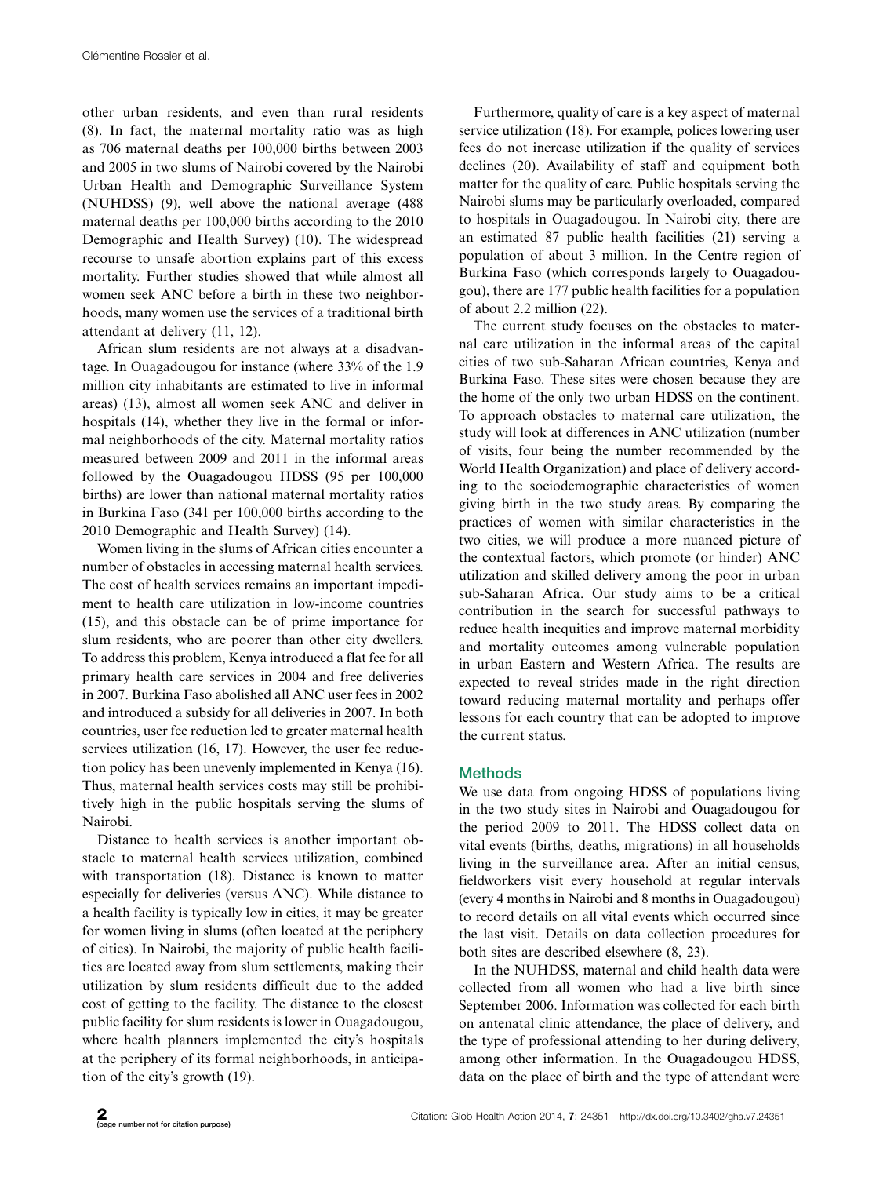other urban residents, and even than rural residents (8). In fact, the maternal mortality ratio was as high as 706 maternal deaths per 100,000 births between 2003 and 2005 in two slums of Nairobi covered by the Nairobi Urban Health and Demographic Surveillance System (NUHDSS) (9), well above the national average (488 maternal deaths per 100,000 births according to the 2010 Demographic and Health Survey) (10). The widespread recourse to unsafe abortion explains part of this excess mortality. Further studies showed that while almost all women seek ANC before a birth in these two neighborhoods, many women use the services of a traditional birth attendant at delivery (11, 12).

African slum residents are not always at a disadvantage. In Ouagadougou for instance (where 33% of the 1.9 million city inhabitants are estimated to live in informal areas) (13), almost all women seek ANC and deliver in hospitals (14), whether they live in the formal or informal neighborhoods of the city. Maternal mortality ratios measured between 2009 and 2011 in the informal areas followed by the Ouagadougou HDSS (95 per 100,000 births) are lower than national maternal mortality ratios in Burkina Faso (341 per 100,000 births according to the 2010 Demographic and Health Survey) (14).

Women living in the slums of African cities encounter a number of obstacles in accessing maternal health services. The cost of health services remains an important impediment to health care utilization in low-income countries (15), and this obstacle can be of prime importance for slum residents, who are poorer than other city dwellers. To address this problem, Kenya introduced a flat fee for all primary health care services in 2004 and free deliveries in 2007. Burkina Faso abolished all ANC user fees in 2002 and introduced a subsidy for all deliveries in 2007. In both countries, user fee reduction led to greater maternal health services utilization (16, 17). However, the user fee reduction policy has been unevenly implemented in Kenya (16). Thus, maternal health services costs may still be prohibitively high in the public hospitals serving the slums of Nairobi.

Distance to health services is another important obstacle to maternal health services utilization, combined with transportation (18). Distance is known to matter especially for deliveries (versus ANC). While distance to a health facility is typically low in cities, it may be greater for women living in slums (often located at the periphery of cities). In Nairobi, the majority of public health facilities are located away from slum settlements, making their utilization by slum residents difficult due to the added cost of getting to the facility. The distance to the closest public facility for slum residents is lower in Ouagadougou, where health planners implemented the city's hospitals at the periphery of its formal neighborhoods, in anticipation of the city's growth (19).

Furthermore, quality of care is a key aspect of maternal service utilization (18). For example, polices lowering user fees do not increase utilization if the quality of services declines (20). Availability of staff and equipment both matter for the quality of care. Public hospitals serving the Nairobi slums may be particularly overloaded, compared to hospitals in Ouagadougou. In Nairobi city, there are an estimated 87 public health facilities (21) serving a population of about 3 million. In the Centre region of Burkina Faso (which corresponds largely to Ouagadougou), there are 177 public health facilities for a population of about 2.2 million (22).

The current study focuses on the obstacles to maternal care utilization in the informal areas of the capital cities of two sub-Saharan African countries, Kenya and Burkina Faso. These sites were chosen because they are the home of the only two urban HDSS on the continent. To approach obstacles to maternal care utilization, the study will look at differences in ANC utilization (number of visits, four being the number recommended by the World Health Organization) and place of delivery according to the sociodemographic characteristics of women giving birth in the two study areas. By comparing the practices of women with similar characteristics in the two cities, we will produce a more nuanced picture of the contextual factors, which promote (or hinder) ANC utilization and skilled delivery among the poor in urban sub-Saharan Africa. Our study aims to be a critical contribution in the search for successful pathways to reduce health inequities and improve maternal morbidity and mortality outcomes among vulnerable population in urban Eastern and Western Africa. The results are expected to reveal strides made in the right direction toward reducing maternal mortality and perhaps offer lessons for each country that can be adopted to improve the current status.

## Methods

We use data from ongoing HDSS of populations living in the two study sites in Nairobi and Ouagadougou for the period 2009 to 2011. The HDSS collect data on vital events (births, deaths, migrations) in all households living in the surveillance area. After an initial census, fieldworkers visit every household at regular intervals (every 4 months in Nairobi and 8 months in Ouagadougou) to record details on all vital events which occurred since the last visit. Details on data collection procedures for both sites are described elsewhere (8, 23).

In the NUHDSS, maternal and child health data were collected from all women who had a live birth since September 2006. Information was collected for each birth on antenatal clinic attendance, the place of delivery, and the type of professional attending to her during delivery, among other information. In the Ouagadougou HDSS, data on the place of birth and the type of attendant were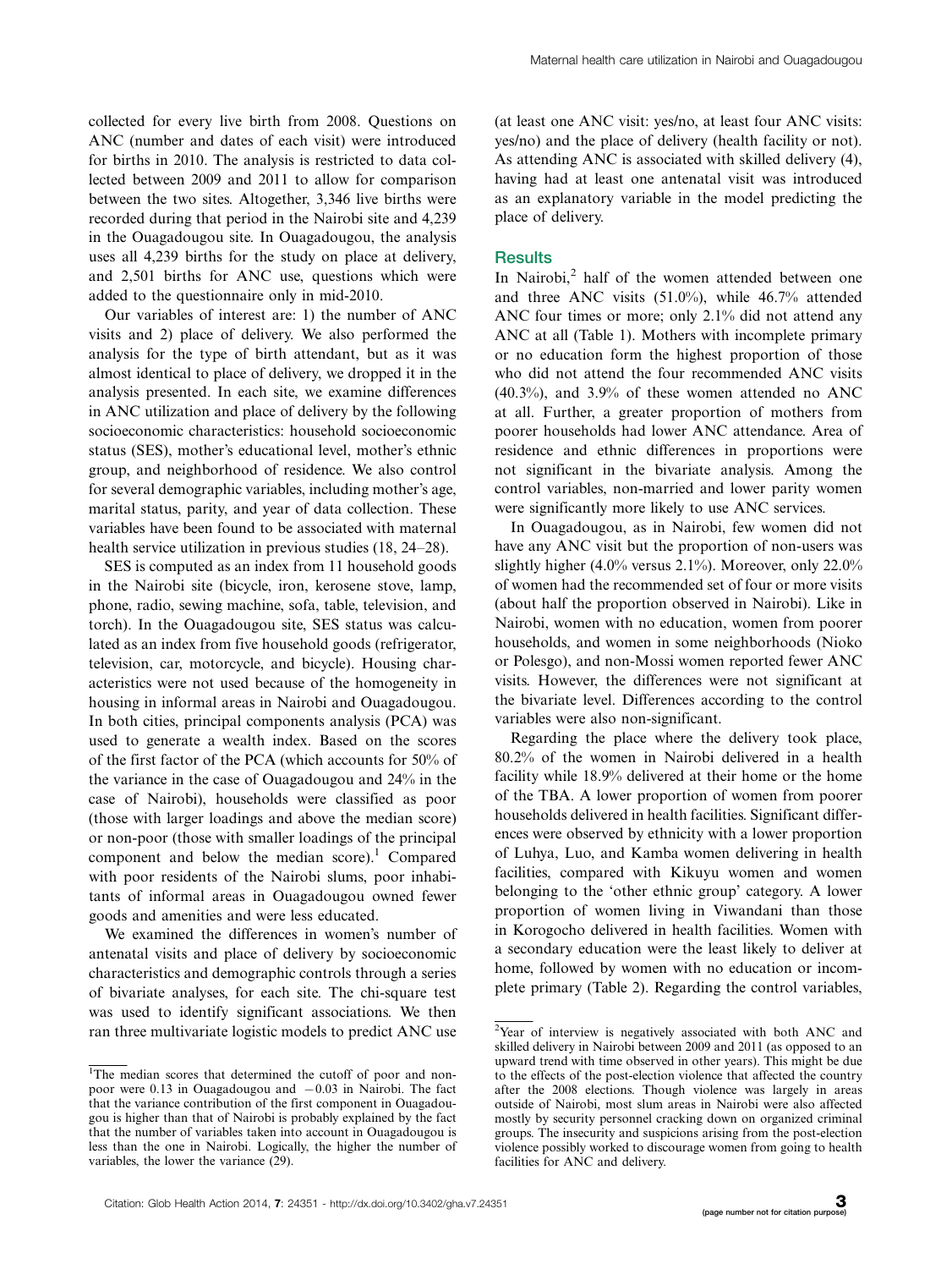collected for every live birth from 2008. Questions on ANC (number and dates of each visit) were introduced for births in 2010. The analysis is restricted to data collected between 2009 and 2011 to allow for comparison between the two sites. Altogether, 3,346 live births were recorded during that period in the Nairobi site and 4,239 in the Ouagadougou site. In Ouagadougou, the analysis uses all 4,239 births for the study on place at delivery, and 2,501 births for ANC use, questions which were added to the questionnaire only in mid-2010.

Our variables of interest are: 1) the number of ANC visits and 2) place of delivery. We also performed the analysis for the type of birth attendant, but as it was almost identical to place of delivery, we dropped it in the analysis presented. In each site, we examine differences in ANC utilization and place of delivery by the following socioeconomic characteristics: household socioeconomic status (SES), mother's educational level, mother's ethnic group, and neighborhood of residence. We also control for several demographic variables, including mother's age, marital status, parity, and year of data collection. These variables have been found to be associated with maternal health service utilization in previous studies (18, 24–28).

SES is computed as an index from 11 household goods in the Nairobi site (bicycle, iron, kerosene stove, lamp, phone, radio, sewing machine, sofa, table, television, and torch). In the Ouagadougou site, SES status was calculated as an index from five household goods (refrigerator, television, car, motorcycle, and bicycle). Housing characteristics were not used because of the homogeneity in housing in informal areas in Nairobi and Ouagadougou. In both cities, principal components analysis (PCA) was used to generate a wealth index. Based on the scores of the first factor of the PCA (which accounts for 50% of the variance in the case of Ouagadougou and 24% in the case of Nairobi), households were classified as poor (those with larger loadings and above the median score) or non-poor (those with smaller loadings of the principal component and below the median score).[1] Compared with poor residents of the Nairobi slums, poor inhabitants of informal areas in Ouagadougou owned fewer goods and amenities and were less educated.

We examined the differences in women's number of antenatal visits and place of delivery by socioeconomic characteristics and demographic controls through a series of bivariate analyses, for each site. The chi-square test was used to identify significant associations. We then ran three multivariate logistic models to predict ANC use (at least one ANC visit: yes/no, at least four ANC visits: yes/no) and the place of delivery (health facility or not). As attending ANC is associated with skilled delivery (4), having had at least one antenatal visit was introduced as an explanatory variable in the model predicting the place of delivery.

## Results

In Nairobi,[2] half of the women attended between one and three ANC visits (51.0%), while 46.7% attended ANC four times or more; only 2.1% did not attend any ANC at all (Table 1). Mothers with incomplete primary or no education form the highest proportion of those who did not attend the four recommended ANC visits (40.3%), and 3.9% of these women attended no ANC at all. Further, a greater proportion of mothers from poorer households had lower ANC attendance. Area of residence and ethnic differences in proportions were not significant in the bivariate analysis. Among the control variables, non-married and lower parity women were significantly more likely to use ANC services.

In Ouagadougou, as in Nairobi, few women did not have any ANC visit but the proportion of non-users was slightly higher (4.0% versus 2.1%). Moreover, only 22.0% of women had the recommended set of four or more visits (about half the proportion observed in Nairobi). Like in Nairobi, women with no education, women from poorer households, and women in some neighborhoods (Nioko or Polesgo), and non-Mossi women reported fewer ANC visits. However, the differences were not significant at the bivariate level. Differences according to the control variables were also non-significant.

Regarding the place where the delivery took place, 80.2% of the women in Nairobi delivered in a health facility while 18.9% delivered at their home or the home of the TBA. A lower proportion of women from poorer households delivered in health facilities. Significant differences were observed by ethnicity with a lower proportion of Luhya, Luo, and Kamba women delivering in health facilities, compared with Kikuyu women and women belonging to the 'other ethnic group' category. A lower proportion of women living in Viwandani than those in Korogocho delivered in health facilities. Women with a secondary education were the least likely to deliver at home, followed by women with no education or incomplete primary (Table 2). Regarding the control variables,

---

[1] The median scores that determined the cutoff of poor and non-poor were 0.13 in Ouagadougou and −0.03 in Nairobi. The fact that the variance contribution of the first component in Ouagadougou is higher than that of Nairobi is probably explained by the fact that the number of variables taken into account in Ouagadougou is less than the one in Nairobi. Logically, the higher the number of variables, the lower the variance (29).

[2] Year of interview is negatively associated with both ANC and skilled delivery in Nairobi between 2009 and 2011 (as opposed to an upward trend with time observed in other years). This might be due to the effects of the post-election violence that affected the country after the 2008 elections. Though violence was largely in areas outside of Nairobi, most slum areas in Nairobi were also affected mostly by security personnel cracking down on organized criminal groups. The insecurity and suspicions arising from the post-election violence possibly worked to discourage women from going to health facilities for ANC and delivery.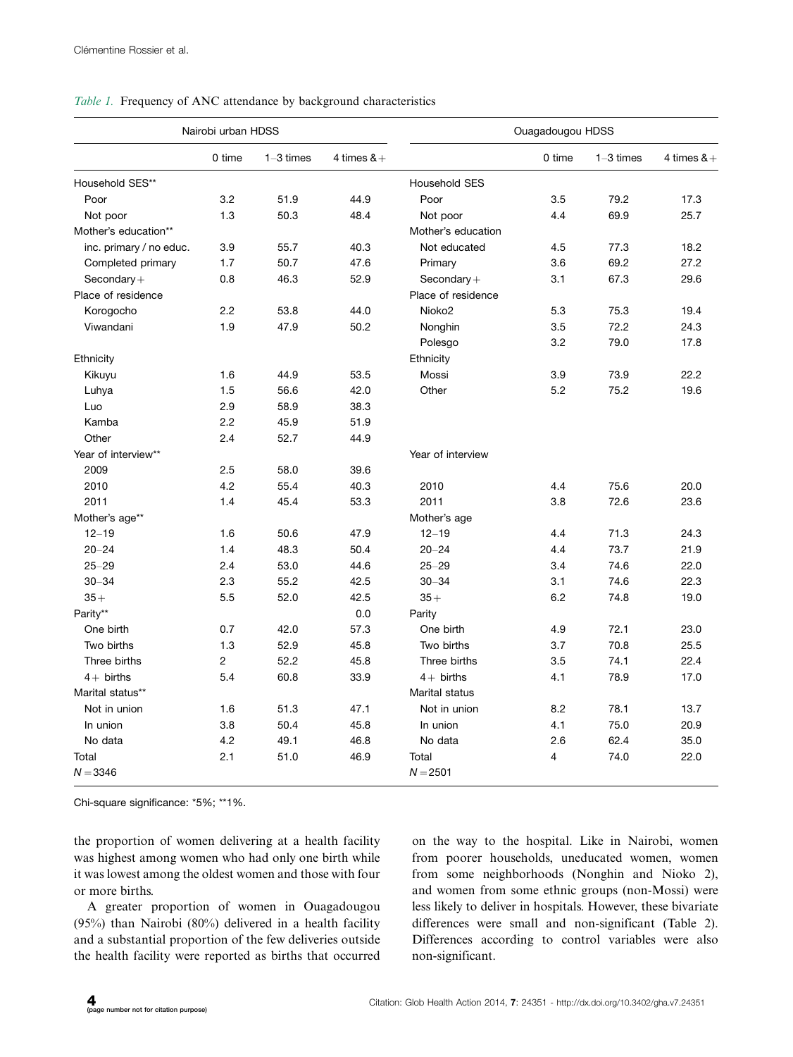*Table 1.* Frequency of ANC attendance by background characteristics

| Nairobi urban HDSS | | | | Ouagadougou HDSS | | | |
|---|---|---|---|---|---|---|---|
| | 0 time | 1–3 times | 4 times &+ | | 0 time | 1–3 times | 4 times &+ |
| Household SES** | | | | Household SES | | | |
| Poor | 3.2 | 51.9 | 44.9 | Poor | 3.5 | 79.2 | 17.3 |
| Not poor | 1.3 | 50.3 | 48.4 | Not poor | 4.4 | 69.9 | 25.7 |
| Mother's education** | | | | Mother's education | | | |
| inc. primary / no educ. | 3.9 | 55.7 | 40.3 | Not educated | 4.5 | 77.3 | 18.2 |
| Completed primary | 1.7 | 50.7 | 47.6 | Primary | 3.6 | 69.2 | 27.2 |
| Secondary+ | 0.8 | 46.3 | 52.9 | Secondary+ | 3.1 | 67.3 | 29.6 |
| Place of residence | | | | Place of residence | | | |
| Korogocho | 2.2 | 53.8 | 44.0 | Nioko2 | 5.3 | 75.3 | 19.4 |
| Viwandani | 1.9 | 47.9 | 50.2 | Nonghin | 3.5 | 72.2 | 24.3 |
| | | | | Polesgo | 3.2 | 79.0 | 17.8 |
| Ethnicity | | | | Ethnicity | | | |
| Kikuyu | 1.6 | 44.9 | 53.5 | Mossi | 3.9 | 73.9 | 22.2 |
| Luhya | 1.5 | 56.6 | 42.0 | Other | 5.2 | 75.2 | 19.6 |
| Luo | 2.9 | 58.9 | 38.3 | | | | |
| Kamba | 2.2 | 45.9 | 51.9 | | | | |
| Other | 2.4 | 52.7 | 44.9 | | | | |
| Year of interview** | | | | Year of interview | | | |
| 2009 | 2.5 | 58.0 | 39.6 | | | | |
| 2010 | 4.2 | 55.4 | 40.3 | 2010 | 4.4 | 75.6 | 20.0 |
| 2011 | 1.4 | 45.4 | 53.3 | 2011 | 3.8 | 72.6 | 23.6 |
| Mother's age** | | | | Mother's age | | | |
| 12–19 | 1.6 | 50.6 | 47.9 | 12–19 | 4.4 | 71.3 | 24.3 |
| 20–24 | 1.4 | 48.3 | 50.4 | 20–24 | 4.4 | 73.7 | 21.9 |
| 25–29 | 2.4 | 53.0 | 44.6 | 25–29 | 3.4 | 74.6 | 22.0 |
| 30–34 | 2.3 | 55.2 | 42.5 | 30–34 | 3.1 | 74.6 | 22.3 |
| 35+ | 5.5 | 52.0 | 42.5 | 35+ | 6.2 | 74.8 | 19.0 |
| Parity** | | | 0.0 | Parity | | | |
| One birth | 0.7 | 42.0 | 57.3 | One birth | 4.9 | 72.1 | 23.0 |
| Two births | 1.3 | 52.9 | 45.8 | Two births | 3.7 | 70.8 | 25.5 |
| Three births | 2 | 52.2 | 45.8 | Three births | 3.5 | 74.1 | 22.4 |
| 4+ births | 5.4 | 60.8 | 33.9 | 4+ births | 4.1 | 78.9 | 17.0 |
| Marital status** | | | | Marital status | | | |
| Not in union | 1.6 | 51.3 | 47.1 | Not in union | 8.2 | 78.1 | 13.7 |
| In union | 3.8 | 50.4 | 45.8 | In union | 4.1 | 75.0 | 20.9 |
| No data | 4.2 | 49.1 | 46.8 | No data | 2.6 | 62.4 | 35.0 |
| Total | 2.1 | 51.0 | 46.9 | Total | 4 | 74.0 | 22.0 |
| N = 3346 | | | | N = 2501 | | | |

Chi-square significance: *5%; **1%.

the proportion of women delivering at a health facility was highest among women who had only one birth while it was lowest among the oldest women and those with four or more births.

A greater proportion of women in Ouagadougou (95%) than Nairobi (80%) delivered in a health facility and a substantial proportion of the few deliveries outside the health facility were reported as births that occurred on the way to the hospital. Like in Nairobi, women from poorer households, uneducated women, women from some neighborhoods (Nonghin and Nioko 2), and women from some ethnic groups (non-Mossi) were less likely to deliver in hospitals. However, these bivariate differences were small and non-significant (Table 2). Differences according to control variables were also non-significant.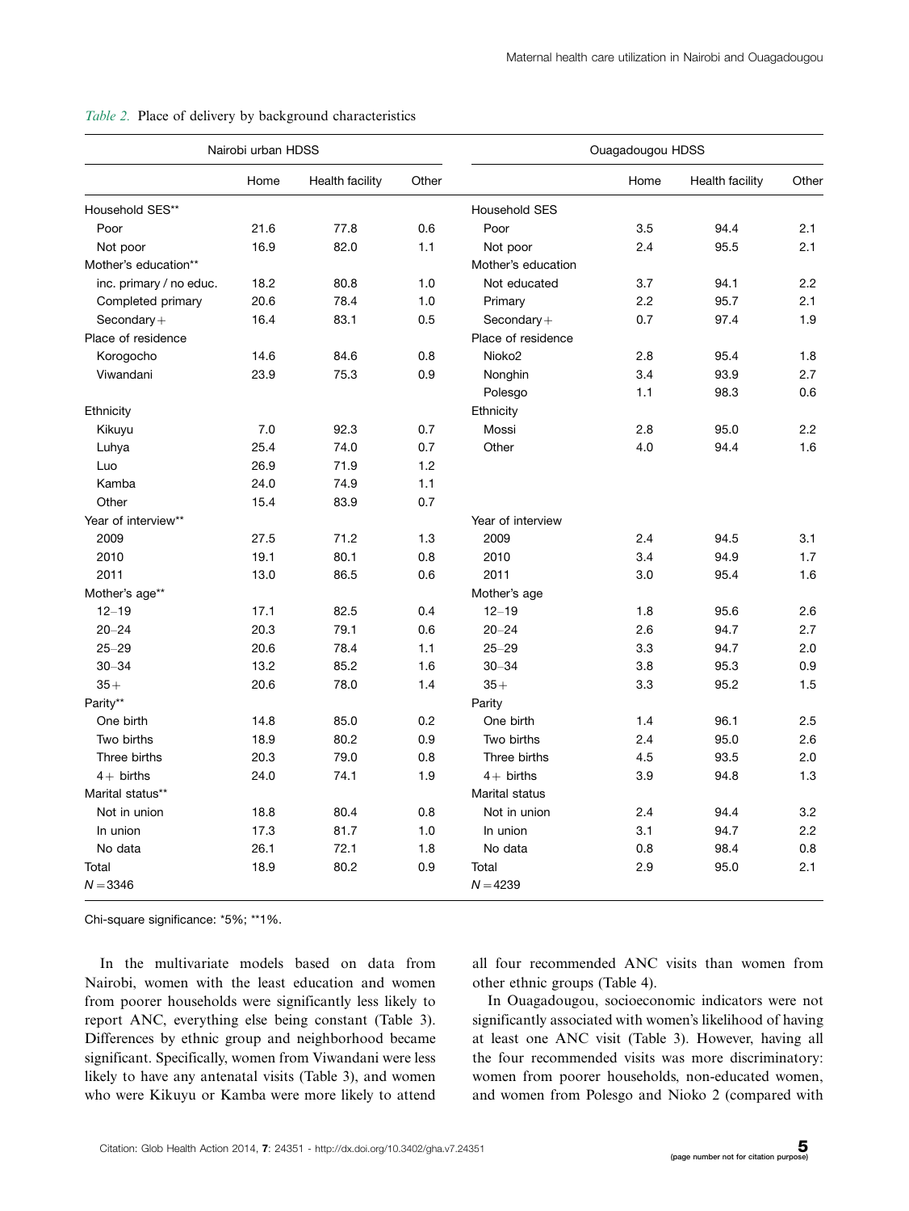*Table 2.* Place of delivery by background characteristics

| Nairobi urban HDSS | | | | Ouagadougou HDSS | | | |
|---|---|---|---|---|---|---|---|
| | Home | Health facility | Other | | Home | Health facility | Other |
| Household SES** | | | | Household SES | | | |
| Poor | 21.6 | 77.8 | 0.6 | Poor | 3.5 | 94.4 | 2.1 |
| Not poor | 16.9 | 82.0 | 1.1 | Not poor | 2.4 | 95.5 | 2.1 |
| Mother's education** | | | | Mother's education | | | |
| inc. primary / no educ. | 18.2 | 80.8 | 1.0 | Not educated | 3.7 | 94.1 | 2.2 |
| Completed primary | 20.6 | 78.4 | 1.0 | Primary | 2.2 | 95.7 | 2.1 |
| Secondary+ | 16.4 | 83.1 | 0.5 | Secondary+ | 0.7 | 97.4 | 1.9 |
| Place of residence | | | | Place of residence | | | |
| Korogocho | 14.6 | 84.6 | 0.8 | Nioko2 | 2.8 | 95.4 | 1.8 |
| Viwandani | 23.9 | 75.3 | 0.9 | Nonghin | 3.4 | 93.9 | 2.7 |
| | | | | Polesgo | 1.1 | 98.3 | 0.6 |
| Ethnicity | | | | Ethnicity | | | |
| Kikuyu | 7.0 | 92.3 | 0.7 | Mossi | 2.8 | 95.0 | 2.2 |
| Luhya | 25.4 | 74.0 | 0.7 | Other | 4.0 | 94.4 | 1.6 |
| Luo | 26.9 | 71.9 | 1.2 | | | | |
| Kamba | 24.0 | 74.9 | 1.1 | | | | |
| Other | 15.4 | 83.9 | 0.7 | | | | |
| Year of interview** | | | | Year of interview | | | |
| 2009 | 27.5 | 71.2 | 1.3 | 2009 | 2.4 | 94.5 | 3.1 |
| 2010 | 19.1 | 80.1 | 0.8 | 2010 | 3.4 | 94.9 | 1.7 |
| 2011 | 13.0 | 86.5 | 0.6 | 2011 | 3.0 | 95.4 | 1.6 |
| Mother's age** | | | | Mother's age | | | |
| 12–19 | 17.1 | 82.5 | 0.4 | 12–19 | 1.8 | 95.6 | 2.6 |
| 20–24 | 20.3 | 79.1 | 0.6 | 20–24 | 2.6 | 94.7 | 2.7 |
| 25–29 | 20.6 | 78.4 | 1.1 | 25–29 | 3.3 | 94.7 | 2.0 |
| 30–34 | 13.2 | 85.2 | 1.6 | 30–34 | 3.8 | 95.3 | 0.9 |
| 35+ | 20.6 | 78.0 | 1.4 | 35+ | 3.3 | 95.2 | 1.5 |
| Parity** | | | | Parity | | | |
| One birth | 14.8 | 85.0 | 0.2 | One birth | 1.4 | 96.1 | 2.5 |
| Two births | 18.9 | 80.2 | 0.9 | Two births | 2.4 | 95.0 | 2.6 |
| Three births | 20.3 | 79.0 | 0.8 | Three births | 4.5 | 93.5 | 2.0 |
| 4+ births | 24.0 | 74.1 | 1.9 | 4+ births | 3.9 | 94.8 | 1.3 |
| Marital status** | | | | Marital status | | | |
| Not in union | 18.8 | 80.4 | 0.8 | Not in union | 2.4 | 94.4 | 3.2 |
| In union | 17.3 | 81.7 | 1.0 | In union | 3.1 | 94.7 | 2.2 |
| No data | 26.1 | 72.1 | 1.8 | No data | 0.8 | 98.4 | 0.8 |
| Total | 18.9 | 80.2 | 0.9 | Total | 2.9 | 95.0 | 2.1 |
| $N = 3346$ | | | | $N = 4239$ | | | |

Chi-square significance: *5%; **1%.

In the multivariate models based on data from Nairobi, women with the least education and women from poorer households were significantly less likely to report ANC, everything else being constant (Table 3). Differences by ethnic group and neighborhood became significant. Specifically, women from Viwandani were less likely to have any antenatal visits (Table 3), and women who were Kikuyu or Kamba were more likely to attend all four recommended ANC visits than women from other ethnic groups (Table 4).

In Ouagadougou, socioeconomic indicators were not significantly associated with women's likelihood of having at least one ANC visit (Table 3). However, having all the four recommended visits was more discriminatory: women from poorer households, non-educated women, and women from Polesgo and Nioko 2 (compared with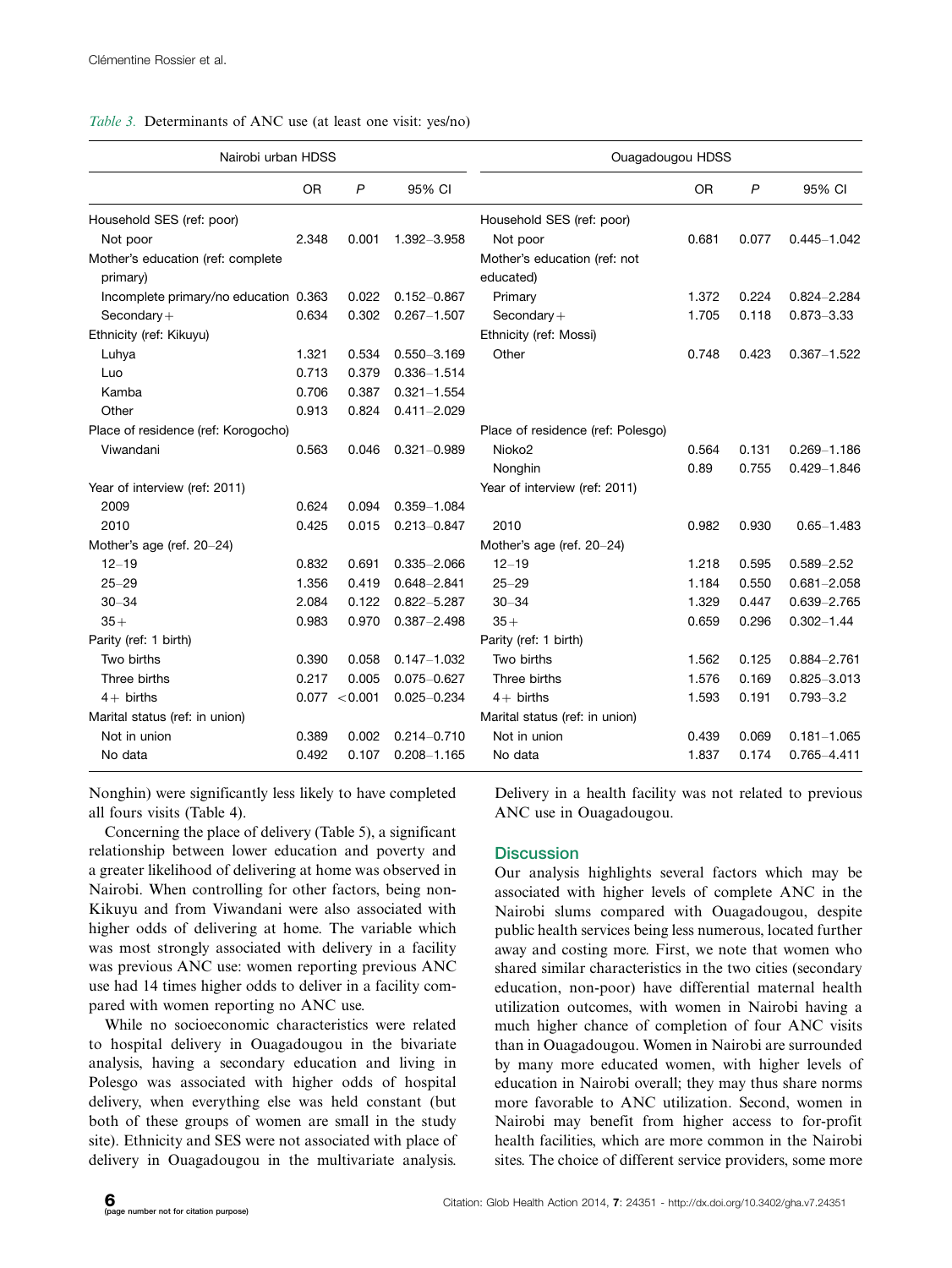*Table 3.* Determinants of ANC use (at least one visit: yes/no)

| Nairobi urban HDSS | | | | Ouagadougou HDSS | | | |
|---|---|---|---|---|---|---|---|
| | OR | *P* | 95% CI | | OR | *P* | 95% CI |
| Household SES (ref: poor) | | | | Household SES (ref: poor) | | | |
| Not poor | 2.348 | 0.001 | 1.392–3.958 | Not poor | 0.681 | 0.077 | 0.445–1.042 |
| Mother's education (ref: complete primary) | | | | Mother's education (ref: not educated) | | | |
| Incomplete primary/no education | 0.363 | 0.022 | 0.152–0.867 | Primary | 1.372 | 0.224 | 0.824–2.284 |
| Secondary+ | 0.634 | 0.302 | 0.267–1.507 | Secondary+ | 1.705 | 0.118 | 0.873–3.33 |
| Ethnicity (ref: Kikuyu) | | | | Ethnicity (ref: Mossi) | | | |
| Luhya | 1.321 | 0.534 | 0.550–3.169 | Other | 0.748 | 0.423 | 0.367–1.522 |
| Luo | 0.713 | 0.379 | 0.336–1.514 | | | | |
| Kamba | 0.706 | 0.387 | 0.321–1.554 | | | | |
| Other | 0.913 | 0.824 | 0.411–2.029 | | | | |
| Place of residence (ref: Korogocho) | | | | Place of residence (ref: Polesgo) | | | |
| Viwandani | 0.563 | 0.046 | 0.321–0.989 | Nioko2 | 0.564 | 0.131 | 0.269–1.186 |
| | | | | Nonghin | 0.89 | 0.755 | 0.429–1.846 |
| Year of interview (ref: 2011) | | | | Year of interview (ref: 2011) | | | |
| 2009 | 0.624 | 0.094 | 0.359–1.084 | | | | |
| 2010 | 0.425 | 0.015 | 0.213–0.847 | 2010 | 0.982 | 0.930 | 0.65–1.483 |
| Mother's age (ref. 20–24) | | | | Mother's age (ref. 20–24) | | | |
| 12–19 | 0.832 | 0.691 | 0.335–2.066 | 12–19 | 1.218 | 0.595 | 0.589–2.52 |
| 25–29 | 1.356 | 0.419 | 0.648–2.841 | 25–29 | 1.184 | 0.550 | 0.681–2.058 |
| 30–34 | 2.084 | 0.122 | 0.822–5.287 | 30–34 | 1.329 | 0.447 | 0.639–2.765 |
| 35+ | 0.983 | 0.970 | 0.387–2.498 | 35+ | 0.659 | 0.296 | 0.302–1.44 |
| Parity (ref: 1 birth) | | | | Parity (ref: 1 birth) | | | |
| Two births | 0.390 | 0.058 | 0.147–1.032 | Two births | 1.562 | 0.125 | 0.884–2.761 |
| Three births | 0.217 | 0.005 | 0.075–0.627 | Three births | 1.576 | 0.169 | 0.825–3.013 |
| 4+ births | 0.077 | <0.001 | 0.025–0.234 | 4+ births | 1.593 | 0.191 | 0.793–3.2 |
| Marital status (ref: in union) | | | | Marital status (ref: in union) | | | |
| Not in union | 0.389 | 0.002 | 0.214–0.710 | Not in union | 0.439 | 0.069 | 0.181–1.065 |
| No data | 0.492 | 0.107 | 0.208–1.165 | No data | 1.837 | 0.174 | 0.765–4.411 |

Nonghin) were significantly less likely to have completed all fours visits (Table 4).

Concerning the place of delivery (Table 5), a significant relationship between lower education and poverty and a greater likelihood of delivering at home was observed in Nairobi. When controlling for other factors, being non-Kikuyu and from Viwandani were also associated with higher odds of delivering at home. The variable which was most strongly associated with delivery in a facility was previous ANC use: women reporting previous ANC use had 14 times higher odds to deliver in a facility compared with women reporting no ANC use.

While no socioeconomic characteristics were related to hospital delivery in Ouagadougou in the bivariate analysis, having a secondary education and living in Polesgo was associated with higher odds of hospital delivery, when everything else was held constant (but both of these groups of women are small in the study site). Ethnicity and SES were not associated with place of delivery in Ouagadougou in the multivariate analysis. Delivery in a health facility was not related to previous ANC use in Ouagadougou.

## Discussion

Our analysis highlights several factors which may be associated with higher levels of complete ANC in the Nairobi slums compared with Ouagadougou, despite public health services being less numerous, located further away and costing more. First, we note that women who shared similar characteristics in the two cities (secondary education, non-poor) have differential maternal health utilization outcomes, with women in Nairobi having a much higher chance of completion of four ANC visits than in Ouagadougou. Women in Nairobi are surrounded by many more educated women, with higher levels of education in Nairobi overall; they may thus share norms more favorable to ANC utilization. Second, women in Nairobi may benefit from higher access to for-profit health facilities, which are more common in the Nairobi sites. The choice of different service providers, some more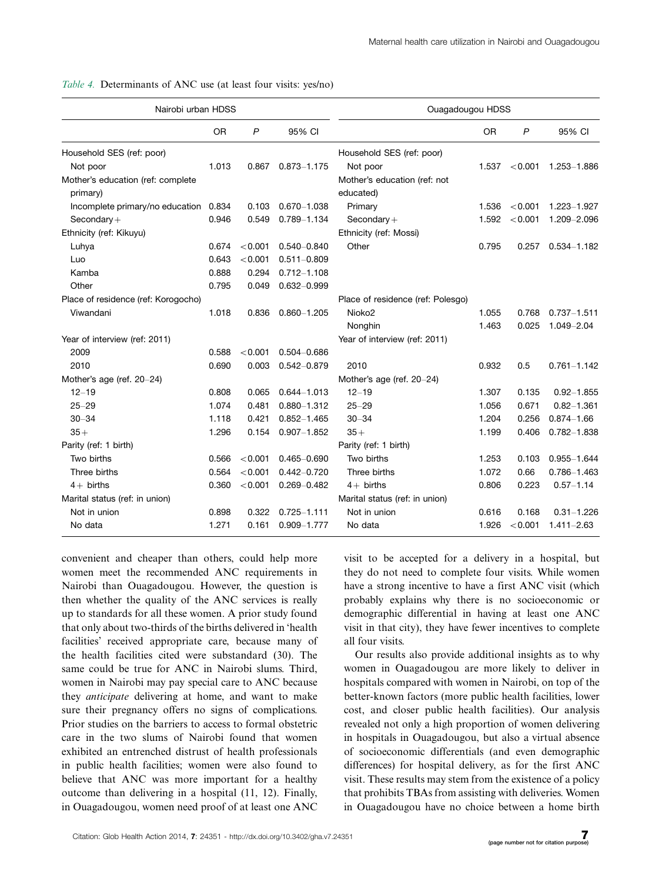*Table 4.* Determinants of ANC use (at least four visits: yes/no)

| Nairobi urban HDSS | | | | Ouagadougou HDSS | | | |
|---|---|---|---|---|---|---|---|
| | OR | *P* | 95% CI | | OR | *P* | 95% CI |
| Household SES (ref: poor) | | | | Household SES (ref: poor) | | | |
| Not poor | 1.013 | 0.867 | 0.873–1.175 | Not poor | 1.537 | <0.001 | 1.253–1.886 |
| Mother's education (ref: complete primary) | | | | Mother's education (ref: not educated) | | | |
| Incomplete primary/no education | 0.834 | 0.103 | 0.670–1.038 | Primary | 1.536 | <0.001 | 1.223–1.927 |
| Secondary+ | 0.946 | 0.549 | 0.789–1.134 | Secondary+ | 1.592 | <0.001 | 1.209–2.096 |
| Ethnicity (ref: Kikuyu) | | | | Ethnicity (ref: Mossi) | | | |
| Luhya | 0.674 | <0.001 | 0.540–0.840 | Other | 0.795 | 0.257 | 0.534–1.182 |
| Luo | 0.643 | <0.001 | 0.511–0.809 | | | | |
| Kamba | 0.888 | 0.294 | 0.712–1.108 | | | | |
| Other | 0.795 | 0.049 | 0.632–0.999 | | | | |
| Place of residence (ref: Korogocho) | | | | Place of residence (ref: Polesgo) | | | |
| Viwandani | 1.018 | 0.836 | 0.860–1.205 | Nioko2 | 1.055 | 0.768 | 0.737–1.511 |
| | | | | Nonghin | 1.463 | 0.025 | 1.049–2.04 |
| Year of interview (ref: 2011) | | | | Year of interview (ref: 2011) | | | |
| 2009 | 0.588 | <0.001 | 0.504–0.686 | | | | |
| 2010 | 0.690 | 0.003 | 0.542–0.879 | 2010 | 0.932 | 0.5 | 0.761–1.142 |
| Mother's age (ref. 20–24) | | | | Mother's age (ref. 20–24) | | | |
| 12–19 | 0.808 | 0.065 | 0.644–1.013 | 12–19 | 1.307 | 0.135 | 0.92–1.855 |
| 25–29 | 1.074 | 0.481 | 0.880–1.312 | 25–29 | 1.056 | 0.671 | 0.82–1.361 |
| 30–34 | 1.118 | 0.421 | 0.852–1.465 | 30–34 | 1.204 | 0.256 | 0.874–1.66 |
| 35+ | 1.296 | 0.154 | 0.907–1.852 | 35+ | 1.199 | 0.406 | 0.782–1.838 |
| Parity (ref: 1 birth) | | | | Parity (ref: 1 birth) | | | |
| Two births | 0.566 | <0.001 | 0.465–0.690 | Two births | 1.253 | 0.103 | 0.955–1.644 |
| Three births | 0.564 | <0.001 | 0.442–0.720 | Three births | 1.072 | 0.66 | 0.786–1.463 |
| 4+ births | 0.360 | <0.001 | 0.269–0.482 | 4+ births | 0.806 | 0.223 | 0.57–1.14 |
| Marital status (ref: in union) | | | | Marital status (ref: in union) | | | |
| Not in union | 0.898 | 0.322 | 0.725–1.111 | Not in union | 0.616 | 0.168 | 0.31–1.226 |
| No data | 1.271 | 0.161 | 0.909–1.777 | No data | 1.926 | <0.001 | 1.411–2.63 |

convenient and cheaper than others, could help more women meet the recommended ANC requirements in Nairobi than Ouagadougou. However, the question is then whether the quality of the ANC services is really up to standards for all these women. A prior study found that only about two-thirds of the births delivered in 'health facilities' received appropriate care, because many of the health facilities cited were substandard (30). The same could be true for ANC in Nairobi slums. Third, women in Nairobi may pay special care to ANC because they *anticipate* delivering at home, and want to make sure their pregnancy offers no signs of complications. Prior studies on the barriers to access to formal obstetric care in the two slums of Nairobi found that women exhibited an entrenched distrust of health professionals in public health facilities; women were also found to believe that ANC was more important for a healthy outcome than delivering in a hospital (11, 12). Finally, in Ouagadougou, women need proof of at least one ANC visit to be accepted for a delivery in a hospital, but they do not need to complete four visits. While women have a strong incentive to have a first ANC visit (which probably explains why there is no socioeconomic or demographic differential in having at least one ANC visit in that city), they have fewer incentives to complete all four visits.

Our results also provide additional insights as to why women in Ouagadougou are more likely to deliver in hospitals compared with women in Nairobi, on top of the better-known factors (more public health facilities, lower cost, and closer public health facilities). Our analysis revealed not only a high proportion of women delivering in hospitals in Ouagadougou, but also a virtual absence of socioeconomic differentials (and even demographic differences) for hospital delivery, as for the first ANC visit. These results may stem from the existence of a policy that prohibits TBAs from assisting with deliveries. Women in Ouagadougou have no choice between a home birth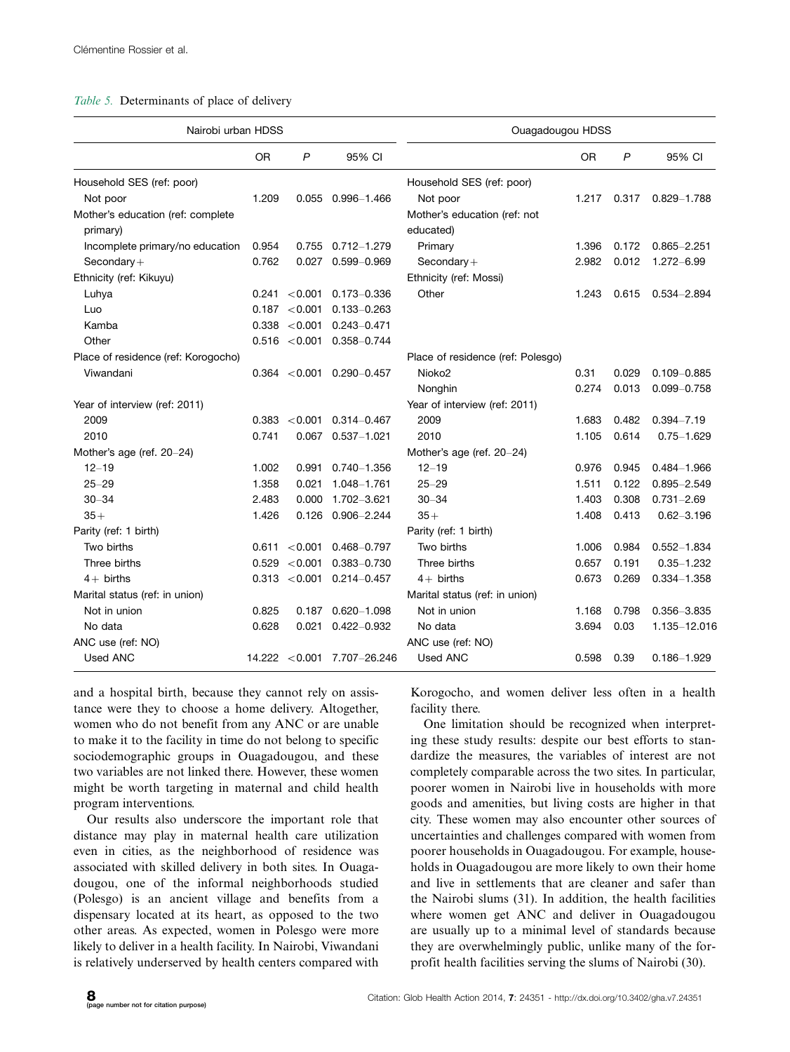*Table 5.* Determinants of place of delivery

| Nairobi urban HDSS | | | | Ouagadougou HDSS | | | |
|---|---|---|---|---|---|---|---|
| | OR | P | 95% CI | | OR | P | 95% CI |
| Household SES (ref: poor) | | | | Household SES (ref: poor) | | | |
| Not poor | 1.209 | 0.055 | 0.996–1.466 | Not poor | 1.217 | 0.317 | 0.829–1.788 |
| Mother's education (ref: complete primary) | | | | Mother's education (ref: not educated) | | | |
| Incomplete primary/no education | 0.954 | 0.755 | 0.712–1.279 | Primary | 1.396 | 0.172 | 0.865–2.251 |
| Secondary+ | 0.762 | 0.027 | 0.599–0.969 | Secondary+ | 2.982 | 0.012 | 1.272–6.99 |
| Ethnicity (ref: Kikuyu) | | | | Ethnicity (ref: Mossi) | | | |
| Luhya | 0.241 | <0.001 | 0.173–0.336 | Other | 1.243 | 0.615 | 0.534–2.894 |
| Luo | 0.187 | <0.001 | 0.133–0.263 | | | | |
| Kamba | 0.338 | <0.001 | 0.243–0.471 | | | | |
| Other | 0.516 | <0.001 | 0.358–0.744 | | | | |
| Place of residence (ref: Korogocho) | | | | Place of residence (ref: Polesgo) | | | |
| Viwandani | 0.364 | <0.001 | 0.290–0.457 | Nioko2 | 0.31 | 0.029 | 0.109–0.885 |
| | | | | Nonghin | 0.274 | 0.013 | 0.099–0.758 |
| Year of interview (ref: 2011) | | | | Year of interview (ref: 2011) | | | |
| 2009 | 0.383 | <0.001 | 0.314–0.467 | 2009 | 1.683 | 0.482 | 0.394–7.19 |
| 2010 | 0.741 | 0.067 | 0.537–1.021 | 2010 | 1.105 | 0.614 | 0.75–1.629 |
| Mother's age (ref. 20–24) | | | | Mother's age (ref. 20–24) | | | |
| 12–19 | 1.002 | 0.991 | 0.740–1.356 | 12–19 | 0.976 | 0.945 | 0.484–1.966 |
| 25–29 | 1.358 | 0.021 | 1.048–1.761 | 25–29 | 1.511 | 0.122 | 0.895–2.549 |
| 30–34 | 2.483 | 0.000 | 1.702–3.621 | 30–34 | 1.403 | 0.308 | 0.731–2.69 |
| 35+ | 1.426 | 0.126 | 0.906–2.244 | 35+ | 1.408 | 0.413 | 0.62–3.196 |
| Parity (ref: 1 birth) | | | | Parity (ref: 1 birth) | | | |
| Two births | 0.611 | <0.001 | 0.468–0.797 | Two births | 1.006 | 0.984 | 0.552–1.834 |
| Three births | 0.529 | <0.001 | 0.383–0.730 | Three births | 0.657 | 0.191 | 0.35–1.232 |
| 4+ births | 0.313 | <0.001 | 0.214–0.457 | 4+ births | 0.673 | 0.269 | 0.334–1.358 |
| Marital status (ref: in union) | | | | Marital status (ref: in union) | | | |
| Not in union | 0.825 | 0.187 | 0.620–1.098 | Not in union | 1.168 | 0.798 | 0.356–3.835 |
| No data | 0.628 | 0.021 | 0.422–0.932 | No data | 3.694 | 0.03 | 1.135–12.016 |
| ANC use (ref: NO) | | | | ANC use (ref: NO) | | | |
| Used ANC | 14.222 | <0.001 | 7.707–26.246 | Used ANC | 0.598 | 0.39 | 0.186–1.929 |

and a hospital birth, because they cannot rely on assistance were they to choose a home delivery. Altogether, women who do not benefit from any ANC or are unable to make it to the facility in time do not belong to specific sociodemographic groups in Ouagadougou, and these two variables are not linked there. However, these women might be worth targeting in maternal and child health program interventions.

Our results also underscore the important role that distance may play in maternal health care utilization even in cities, as the neighborhood of residence was associated with skilled delivery in both sites. In Ouagadougou, one of the informal neighborhoods studied (Polesgo) is an ancient village and benefits from a dispensary located at its heart, as opposed to the two other areas. As expected, women in Polesgo were more likely to deliver in a health facility. In Nairobi, Viwandani is relatively underserved by health centers compared with Korogocho, and women deliver less often in a health facility there.

One limitation should be recognized when interpreting these study results: despite our best efforts to standardize the measures, the variables of interest are not completely comparable across the two sites. In particular, poorer women in Nairobi live in households with more goods and amenities, but living costs are higher in that city. These women may also encounter other sources of uncertainties and challenges compared with women from poorer households in Ouagadougou. For example, households in Ouagadougou are more likely to own their home and live in settlements that are cleaner and safer than the Nairobi slums (31). In addition, the health facilities where women get ANC and deliver in Ouagadougou are usually up to a minimal level of standards because they are overwhelmingly public, unlike many of the for-profit health facilities serving the slums of Nairobi (30).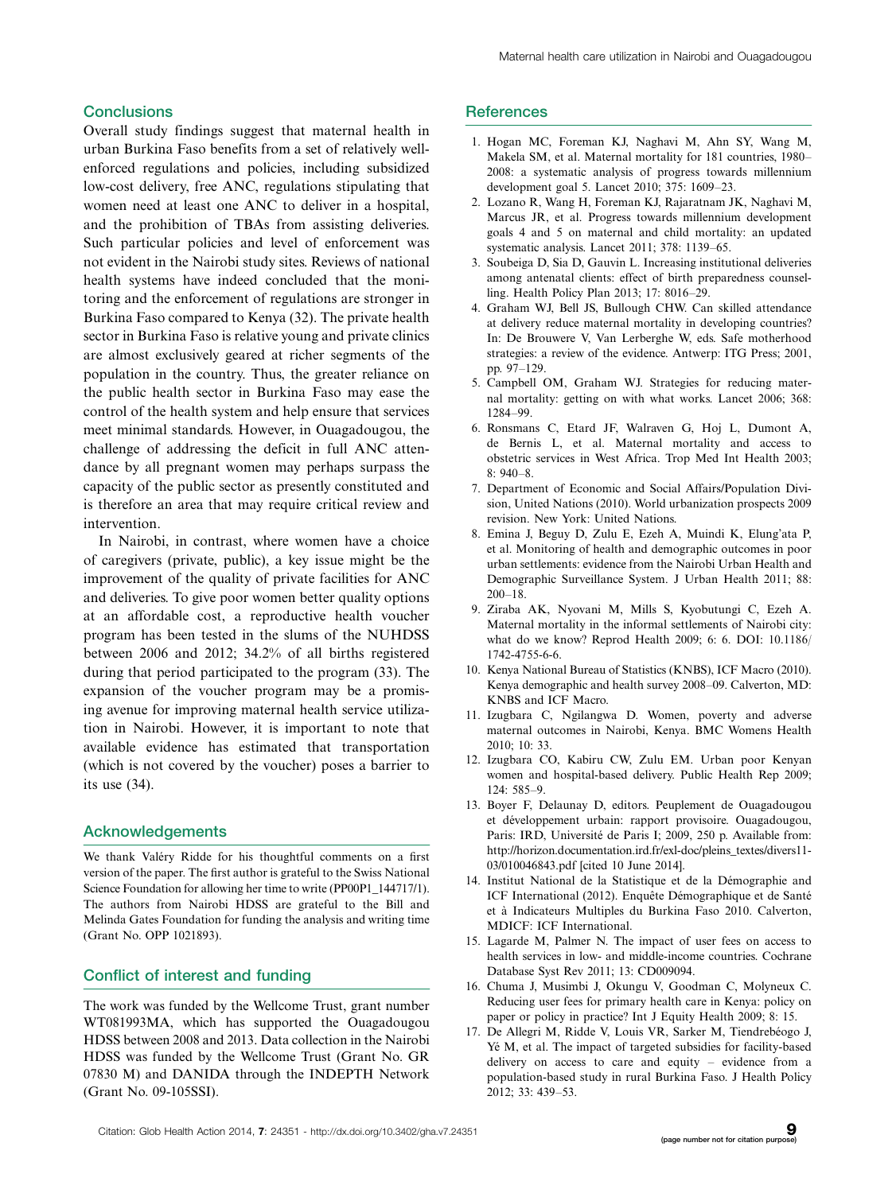## Conclusions

Overall study findings suggest that maternal health in urban Burkina Faso benefits from a set of relatively well-enforced regulations and policies, including subsidized low-cost delivery, free ANC, regulations stipulating that women need at least one ANC to deliver in a hospital, and the prohibition of TBAs from assisting deliveries. Such particular policies and level of enforcement was not evident in the Nairobi study sites. Reviews of national health systems have indeed concluded that the monitoring and the enforcement of regulations are stronger in Burkina Faso compared to Kenya (32). The private health sector in Burkina Faso is relative young and private clinics are almost exclusively geared at richer segments of the population in the country. Thus, the greater reliance on the public health sector in Burkina Faso may ease the control of the health system and help ensure that services meet minimal standards. However, in Ouagadougou, the challenge of addressing the deficit in full ANC attendance by all pregnant women may perhaps surpass the capacity of the public sector as presently constituted and is therefore an area that may require critical review and intervention.

In Nairobi, in contrast, where women have a choice of caregivers (private, public), a key issue might be the improvement of the quality of private facilities for ANC and deliveries. To give poor women better quality options at an affordable cost, a reproductive health voucher program has been tested in the slums of the NUHDSS between 2006 and 2012; 34.2% of all births registered during that period participated to the program (33). The expansion of the voucher program may be a promising avenue for improving maternal health service utilization in Nairobi. However, it is important to note that available evidence has estimated that transportation (which is not covered by the voucher) poses a barrier to its use (34).

## Acknowledgements

We thank Valéry Ridde for his thoughtful comments on a first version of the paper. The first author is grateful to the Swiss National Science Foundation for allowing her time to write (PP00P1_144717/1). The authors from Nairobi HDSS are grateful to the Bill and Melinda Gates Foundation for funding the analysis and writing time (Grant No. OPP 1021893).

## Conflict of interest and funding

The work was funded by the Wellcome Trust, grant number WT081993MA, which has supported the Ouagadougou HDSS between 2008 and 2013. Data collection in the Nairobi HDSS was funded by the Wellcome Trust (Grant No. GR 07830 M) and DANIDA through the INDEPTH Network (Grant No. 09-105SSI).

## References

1. Hogan MC, Foreman KJ, Naghavi M, Ahn SY, Wang M, Makela SM, et al. Maternal mortality for 181 countries, 1980–2008: a systematic analysis of progress towards millennium development goal 5. Lancet 2010; 375: 1609–23.
2. Lozano R, Wang H, Foreman KJ, Rajaratnam JK, Naghavi M, Marcus JR, et al. Progress towards millennium development goals 4 and 5 on maternal and child mortality: an updated systematic analysis. Lancet 2011; 378: 1139–65.
3. Soubeiga D, Sia D, Gauvin L. Increasing institutional deliveries among antenatal clients: effect of birth preparedness counselling. Health Policy Plan 2013; 17: 8016–29.
4. Graham WJ, Bell JS, Bullough CHW. Can skilled attendance at delivery reduce maternal mortality in developing countries? In: De Brouwere V, Van Lerberghe W, eds. Safe motherhood strategies: a review of the evidence. Antwerp: ITG Press; 2001, pp. 97–129.
5. Campbell OM, Graham WJ. Strategies for reducing maternal mortality: getting on with what works. Lancet 2006; 368: 1284–99.
6. Ronsmans C, Etard JF, Walraven G, Hoj L, Dumont A, de Bernis L, et al. Maternal mortality and access to obstetric services in West Africa. Trop Med Int Health 2003; 8: 940–8.
7. Department of Economic and Social Affairs/Population Division, United Nations (2010). World urbanization prospects 2009 revision. New York: United Nations.
8. Emina J, Beguy D, Zulu E, Ezeh A, Muindi K, Elung'ata P, et al. Monitoring of health and demographic outcomes in poor urban settlements: evidence from the Nairobi Urban Health and Demographic Surveillance System. J Urban Health 2011; 88: 200–18.
9. Ziraba AK, Nyovani M, Mills S, Kyobutungi C, Ezeh A. Maternal mortality in the informal settlements of Nairobi city: what do we know? Reprod Health 2009; 6: 6. DOI: 10.1186/1742-4755-6-6.
10. Kenya National Bureau of Statistics (KNBS), ICF Macro (2010). Kenya demographic and health survey 2008–09. Calverton, MD: KNBS and ICF Macro.
11. Izugbara C, Ngilangwa D. Women, poverty and adverse maternal outcomes in Nairobi, Kenya. BMC Womens Health 2010; 10: 33.
12. Izugbara CO, Kabiru CW, Zulu EM. Urban poor Kenyan women and hospital-based delivery. Public Health Rep 2009; 124: 585–9.
13. Boyer F, Delaunay D, editors. Peuplement de Ouagadougou et développement urbain: rapport provisoire. Ouagadougou, Paris: IRD, Université de Paris I; 2009, 250 p. Available from: http://horizon.documentation.ird.fr/exl-doc/pleins_textes/divers11-03/010046843.pdf [cited 10 June 2014].
14. Institut National de la Statistique et de la Démographie and ICF International (2012). Enquête Démographique et de Santé et à Indicateurs Multiples du Burkina Faso 2010. Calverton, MDICF: ICF International.
15. Lagarde M, Palmer N. The impact of user fees on access to health services in low- and middle-income countries. Cochrane Database Syst Rev 2011; 13: CD009094.
16. Chuma J, Musimbi J, Okungu V, Goodman C, Molyneux C. Reducing user fees for primary health care in Kenya: policy on paper or policy in practice? Int J Equity Health 2009; 8: 15.
17. De Allegri M, Ridde V, Louis VR, Sarker M, Tiendrebéogo J, Yé M, et al. The impact of targeted subsidies for facility-based delivery on access to care and equity – evidence from a population-based study in rural Burkina Faso. J Health Policy 2012; 33: 439–53.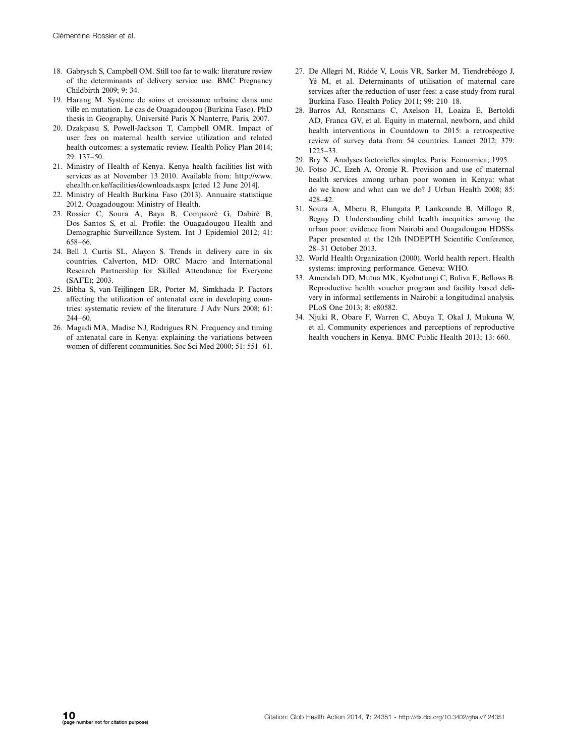18. Gabrysch S, Campbell OM. Still too far to walk: literature review of the determinants of delivery service use. BMC Pregnancy Childbirth 2009; 9: 34.
19. Harang M. Système de soins et croissance urbaine dans une ville en mutation. Le cas de Ouagadougou (Burkina Faso). PhD thesis in Geography, Université Paris X Nanterre, Paris, 2007.
20. Dzakpasu S, Powell-Jackson T, Campbell OMR. Impact of user fees on maternal health service utilization and related health outcomes: a systematic review. Health Policy Plan 2014; 29: 137–50.
21. Ministry of Health of Kenya. Kenya health facilities list with services as at November 13 2010. Available from: http://www.ehealth.or.ke/facilities/downloads.aspx [cited 12 June 2014].
22. Ministry of Health Burkina Faso (2013). Annuaire statistique 2012. Ouagadougou: Ministry of Health.
23. Rossier C, Soura A, Baya B, Compaoré G, Dabiré B, Dos Santos S, et al. Profile: the Ouagadougou Health and Demographic Surveillance System. Int J Epidemiol 2012; 41: 658–66.
24. Bell J, Curtis SL, Alayon S. Trends in delivery care in six countries. Calverton, MD: ORC Macro and International Research Partnership for Skilled Attendance for Everyone (SAFE); 2003.
25. Bibha S, van-Teijlingen ER, Porter M, Simkhada P. Factors affecting the utilization of antenatal care in developing countries: systematic review of the literature. J Adv Nurs 2008; 61: 244–60.
26. Magadi MA, Madise NJ, Rodrigues RN. Frequency and timing of antenatal care in Kenya: explaining the variations between women of different communities. Soc Sci Med 2000; 51: 551–61.
27. De Allegri M, Ridde V, Louis VR, Sarker M, Tiendrebéogo J, Yé M, et al. Determinants of utilisation of maternal care services after the reduction of user fees: a case study from rural Burkina Faso. Health Policy 2011; 99: 210–18.
28. Barros AJ, Ronsmans C, Axelson H, Loaiza E, Bertoldi AD, Franca GV, et al. Equity in maternal, newborn, and child health interventions in Countdown to 2015: a retrospective review of survey data from 54 countries. Lancet 2012; 379: 1225–33.
29. Bry X. Analyses factorielles simples. Paris: Economica; 1995.
30. Fotso JC, Ezeh A, Oronje R. Provision and use of maternal health services among urban poor women in Kenya: what do we know and what can we do? J Urban Health 2008; 85: 428–42.
31. Soura A, Mberu B, Elungata P, Lankoande B, Millogo R, Beguy D. Understanding child health inequities among the urban poor: evidence from Nairobi and Ouagadougou HDSSs. Paper presented at the 12th INDEPTH Scientific Conference, 28–31 October 2013.
32. World Health Organization (2000). World health report. Health systems: improving performance. Geneva: WHO.
33. Amendah DD, Mutua MK, Kyobutungi C, Buliva E, Bellows B. Reproductive health voucher program and facility based delivery in informal settlements in Nairobi: a longitudinal analysis. PLoS One 2013; 8: e80582.
34. Njuki R, Obare F, Warren C, Abuya T, Okal J, Mukuna W, et al. Community experiences and perceptions of reproductive health vouchers in Kenya. BMC Public Health 2013; 13: 660.